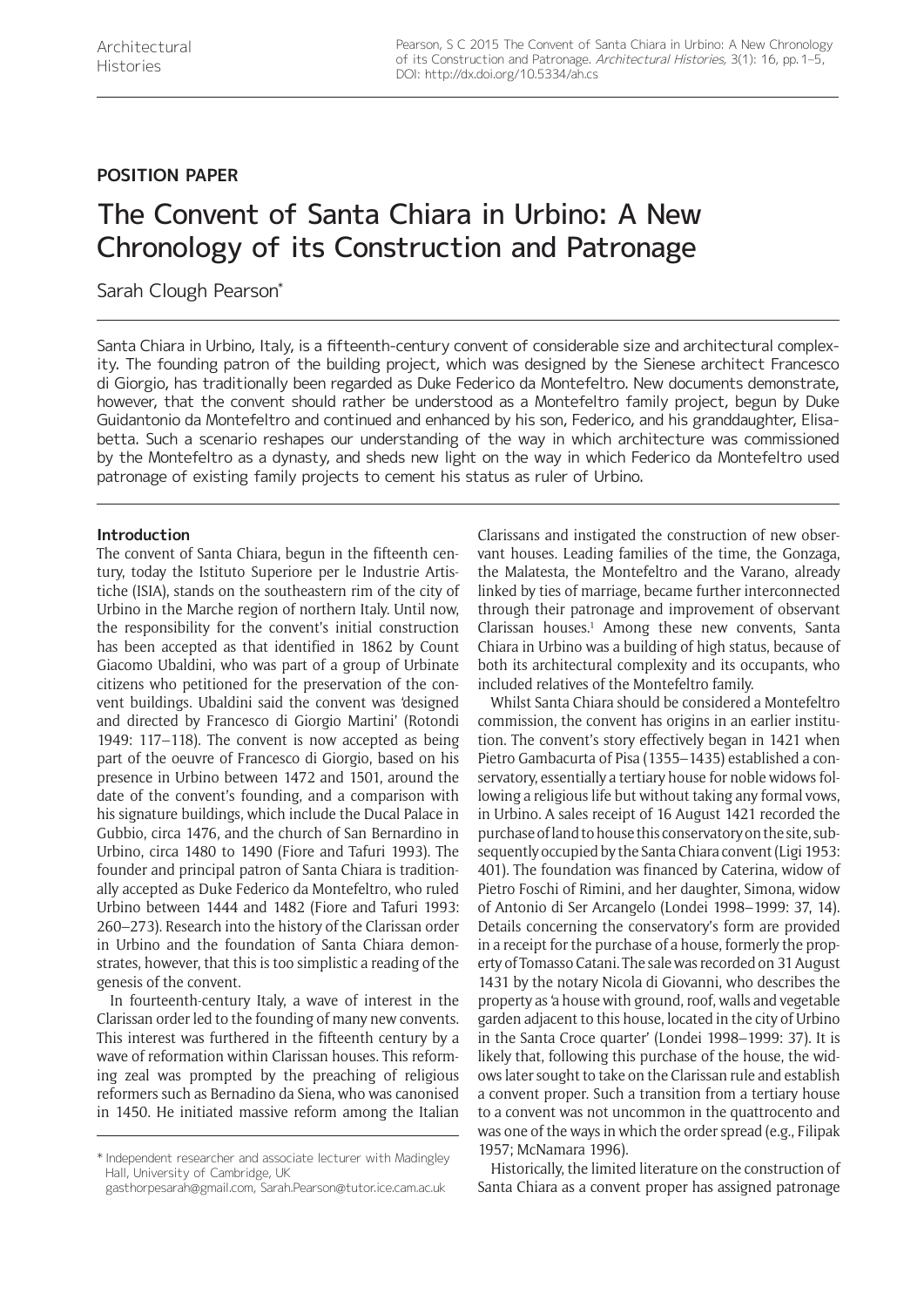**POSITION PAPER**

# The Convent of Santa Chiara in Urbino: A New Chronology of its Construction and Patronage

Sarah Clough Pearson*

Santa Chiara in Urbino, Italy, is a fifteenth-century convent of considerable size and architectural complexity. The founding patron of the building project, which was designed by the Sienese architect Francesco di Giorgio, has traditionally been regarded as Duke Federico da Montefeltro. New documents demonstrate, however, that the convent should rather be understood as a Montefeltro family project, begun by Duke Guidantonio da Montefeltro and continued and enhanced by his son, Federico, and his granddaughter, Elisabetta. Such a scenario reshapes our understanding of the way in which architecture was commissioned by the Montefeltro as a dynasty, and sheds new light on the way in which Federico da Montefeltro used patronage of existing family projects to cement his status as ruler of Urbino.

## Introduction

The convent of Santa Chiara, begun in the fifteenth century, today the Istituto Superiore per le Industrie Artistiche (ISIA), stands on the southeastern rim of the city of Urbino in the Marche region of northern Italy. Until now, the responsibility for the convent's initial construction has been accepted as that identified in 1862 by Count Giacomo Ubaldini, who was part of a group of Urbinate citizens who petitioned for the preservation of the convent buildings. Ubaldini said the convent was 'designed and directed by Francesco di Giorgio Martini' (Rotondi 1949: 117–118). The convent is now accepted as being part of the oeuvre of Francesco di Giorgio, based on his presence in Urbino between 1472 and 1501, around the date of the convent's founding, and a comparison with his signature buildings, which include the Ducal Palace in Gubbio, circa 1476, and the church of San Bernardino in Urbino, circa 1480 to 1490 (Fiore and Tafuri 1993). The founder and principal patron of Santa Chiara is traditionally accepted as Duke Federico da Montefeltro, who ruled Urbino between 1444 and 1482 (Fiore and Tafuri 1993: 260–273). Research into the history of the Clarissan order in Urbino and the foundation of Santa Chiara demonstrates, however, that this is too simplistic a reading of the genesis of the convent.

In fourteenth-century Italy, a wave of interest in the Clarissan order led to the founding of many new convents. This interest was furthered in the fifteenth century by a wave of reformation within Clarissan houses. This reforming zeal was prompted by the preaching of religious reformers such as Bernadino da Siena, who was canonised in 1450. He initiated massive reform among the Italian Clarissans and instigated the construction of new observant houses. Leading families of the time, the Gonzaga, the Malatesta, the Montefeltro and the Varano, already linked by ties of marriage, became further interconnected through their patronage and improvement of observant Clarissan houses.[1] Among these new convents, Santa Chiara in Urbino was a building of high status, because of both its architectural complexity and its occupants, who included relatives of the Montefeltro family.

Whilst Santa Chiara should be considered a Montefeltro commission, the convent has origins in an earlier institution. The convent's story effectively began in 1421 when Pietro Gambacurta of Pisa (1355–1435) established a conservatory, essentially a tertiary house for noble widows following a religious life but without taking any formal vows, in Urbino. A sales receipt of 16 August 1421 recorded the purchase of land to house this conservatory on the site, subsequently occupied by the Santa Chiara convent (Ligi 1953: 401). The foundation was financed by Caterina, widow of Pietro Foschi of Rimini, and her daughter, Simona, widow of Antonio di Ser Arcangelo (Londei 1998–1999: 37, 14). Details concerning the conservatory's form are provided in a receipt for the purchase of a house, formerly the property of Tomasso Catani. The sale was recorded on 31 August 1431 by the notary Nicola di Giovanni, who describes the property as 'a house with ground, roof, walls and vegetable garden adjacent to this house, located in the city of Urbino in the Santa Croce quarter' (Londei 1998–1999: 37). It is likely that, following this purchase of the house, the widows later sought to take on the Clarissan rule and establish a convent proper. Such a transition from a tertiary house to a convent was not uncommon in the quattrocento and was one of the ways in which the order spread (e.g., Filipak 1957; McNamara 1996).

Historically, the limited literature on the construction of Santa Chiara as a convent proper has assigned patronage

\* Independent researcher and associate lecturer with Madingley Hall, University of Cambridge, UK
gasthorpesarah@gmail.com, Sarah.Pearson@tutor.ice.cam.ac.uk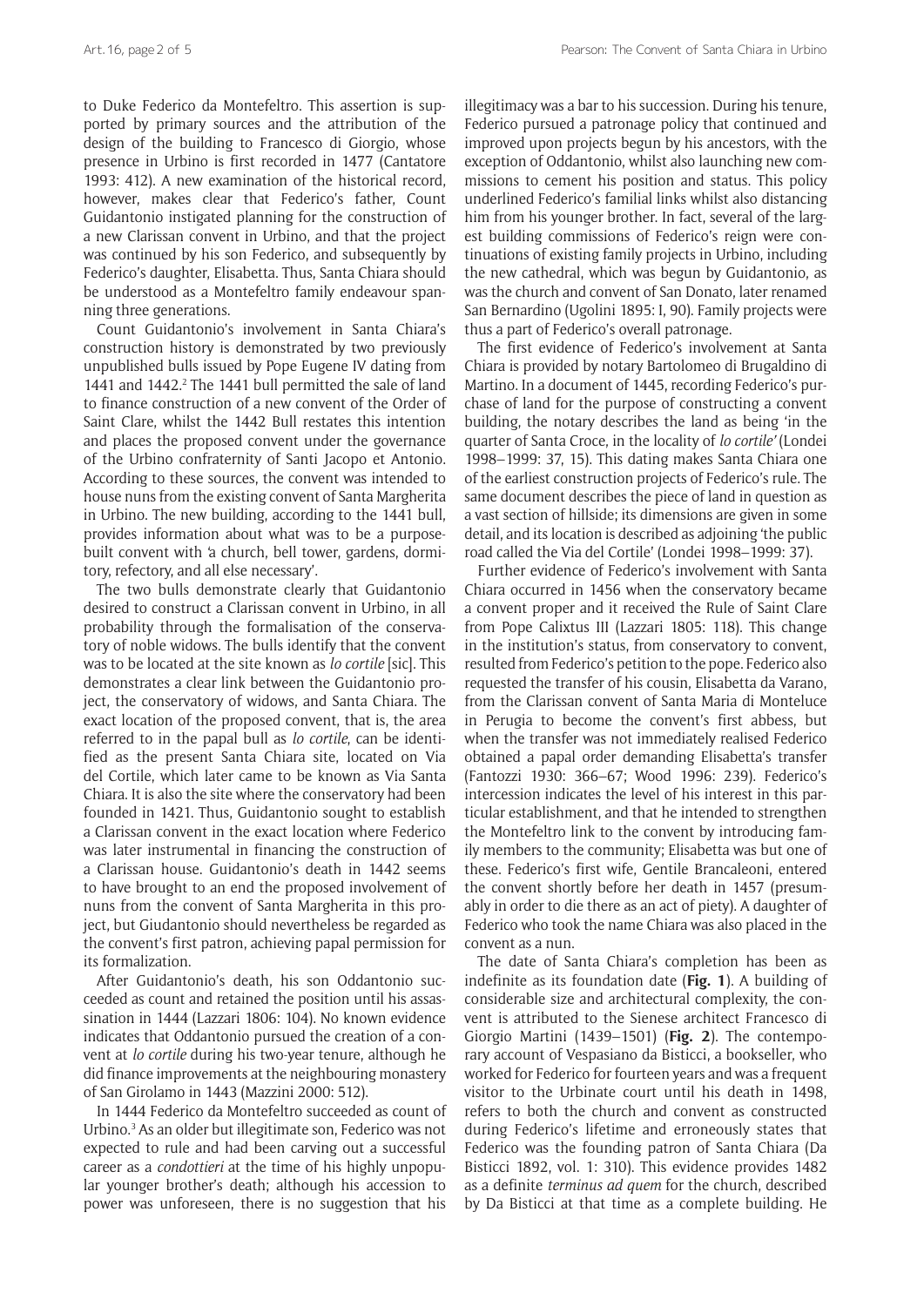to Duke Federico da Montefeltro. This assertion is supported by primary sources and the attribution of the design of the building to Francesco di Giorgio, whose presence in Urbino is first recorded in 1477 (Cantatore 1993: 412). A new examination of the historical record, however, makes clear that Federico's father, Count Guidantonio instigated planning for the construction of a new Clarissan convent in Urbino, and that the project was continued by his son Federico, and subsequently by Federico's daughter, Elisabetta. Thus, Santa Chiara should be understood as a Montefeltro family endeavour spanning three generations.

Count Guidantonio's involvement in Santa Chiara's construction history is demonstrated by two previously unpublished bulls issued by Pope Eugene IV dating from 1441 and 1442.[2] The 1441 bull permitted the sale of land to finance construction of a new convent of the Order of Saint Clare, whilst the 1442 Bull restates this intention and places the proposed convent under the governance of the Urbino confraternity of Santi Jacopo et Antonio. According to these sources, the convent was intended to house nuns from the existing convent of Santa Margherita in Urbino. The new building, according to the 1441 bull, provides information about what was to be a purpose-built convent with 'a church, bell tower, gardens, dormitory, refectory, and all else necessary'.

The two bulls demonstrate clearly that Guidantonio desired to construct a Clarissan convent in Urbino, in all probability through the formalisation of the conservatory of noble widows. The bulls identify that the convent was to be located at the site known as *lo cortile* [sic]. This demonstrates a clear link between the Guidantonio project, the conservatory of widows, and Santa Chiara. The exact location of the proposed convent, that is, the area referred to in the papal bull as *lo cortile*, can be identified as the present Santa Chiara site, located on Via del Cortile, which later came to be known as Via Santa Chiara. It is also the site where the conservatory had been founded in 1421. Thus, Guidantonio sought to establish a Clarissan convent in the exact location where Federico was later instrumental in financing the construction of a Clarissan house. Guidantonio's death in 1442 seems to have brought to an end the proposed involvement of nuns from the convent of Santa Margherita in this project, but Giudantonio should nevertheless be regarded as the convent's first patron, achieving papal permission for its formalization.

After Guidantonio's death, his son Oddantonio succeeded as count and retained the position until his assassination in 1444 (Lazzari 1806: 104). No known evidence indicates that Oddantonio pursued the creation of a convent at *lo cortile* during his two-year tenure, although he did finance improvements at the neighbouring monastery of San Girolamo in 1443 (Mazzini 2000: 512).

In 1444 Federico da Montefeltro succeeded as count of Urbino.[3] As an older but illegitimate son, Federico was not expected to rule and had been carving out a successful career as a *condottieri* at the time of his highly unpopular younger brother's death; although his accession to power was unforeseen, there is no suggestion that his illegitimacy was a bar to his succession. During his tenure, Federico pursued a patronage policy that continued and improved upon projects begun by his ancestors, with the exception of Oddantonio, whilst also launching new commissions to cement his position and status. This policy underlined Federico's familial links whilst also distancing him from his younger brother. In fact, several of the largest building commissions of Federico's reign were continuations of existing family projects in Urbino, including the new cathedral, which was begun by Guidantonio, as was the church and convent of San Donato, later renamed San Bernardino (Ugolini 1895: I, 90). Family projects were thus a part of Federico's overall patronage.

The first evidence of Federico's involvement at Santa Chiara is provided by notary Bartolomeo di Brugaldino di Martino. In a document of 1445, recording Federico's purchase of land for the purpose of constructing a convent building, the notary describes the land as being 'in the quarter of Santa Croce, in the locality of *lo cortile*' (Londei 1998–1999: 37, 15). This dating makes Santa Chiara one of the earliest construction projects of Federico's rule. The same document describes the piece of land in question as a vast section of hillside; its dimensions are given in some detail, and its location is described as adjoining 'the public road called the Via del Cortile' (Londei 1998–1999: 37).

Further evidence of Federico's involvement with Santa Chiara occurred in 1456 when the conservatory became a convent proper and it received the Rule of Saint Clare from Pope Calixtus III (Lazzari 1805: 118). This change in the institution's status, from conservatory to convent, resulted from Federico's petition to the pope. Federico also requested the transfer of his cousin, Elisabetta da Varano, from the Clarissan convent of Santa Maria di Monteluce in Perugia to become the convent's first abbess, but when the transfer was not immediately realised Federico obtained a papal order demanding Elisabetta's transfer (Fantozzi 1930: 366–67; Wood 1996: 239). Federico's intercession indicates the level of his interest in this particular establishment, and that he intended to strengthen the Montefeltro link to the convent by introducing family members to the community; Elisabetta was but one of these. Federico's first wife, Gentile Brancaleoni, entered the convent shortly before her death in 1457 (presumably in order to die there as an act of piety). A daughter of Federico who took the name Chiara was also placed in the convent as a nun.

The date of Santa Chiara's completion has been as indefinite as its foundation date (**Fig. 1**). A building of considerable size and architectural complexity, the convent is attributed to the Sienese architect Francesco di Giorgio Martini (1439–1501) (**Fig. 2**). The contemporary account of Vespasiano da Bisticci, a bookseller, who worked for Federico for fourteen years and was a frequent visitor to the Urbinate court until his death in 1498, refers to both the church and convent as constructed during Federico's lifetime and erroneously states that Federico was the founding patron of Santa Chiara (Da Bisticci 1892, vol. 1: 310). This evidence provides 1482 as a definite *terminus ad quem* for the church, described by Da Bisticci at that time as a complete building. He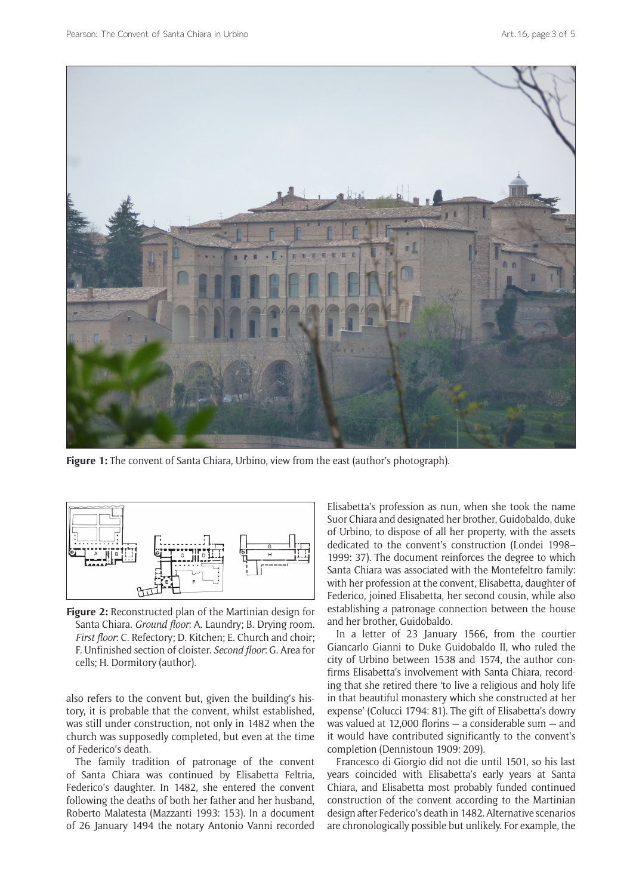**Figure 1:** The convent of Santa Chiara, Urbino, view from the east (author's photograph).

**Figure 2:** Reconstructed plan of the Martinian design for Santa Chiara. *Ground floor*: A. Laundry; B. Drying room. *First floor*: C. Refectory; D. Kitchen; E. Church and choir; F. Unfinished section of cloister. *Second floor*: G. Area for cells; H. Dormitory (author).

also refers to the convent but, given the building's history, it is probable that the convent, whilst established, was still under construction, not only in 1482 when the church was supposedly completed, but even at the time of Federico's death.

The family tradition of patronage of the convent of Santa Chiara was continued by Elisabetta Feltria, Federico's daughter. In 1482, she entered the convent following the deaths of both her father and her husband, Roberto Malatesta (Mazzanti 1993: 153). In a document of 26 January 1494 the notary Antonio Vanni recorded Elisabetta's profession as nun, when she took the name Suor Chiara and designated her brother, Guidobaldo, duke of Urbino, to dispose of all her property, with the assets dedicated to the convent's construction (Londei 1998–1999: 37). The document reinforces the degree to which Santa Chiara was associated with the Montefeltro family: with her profession at the convent, Elisabetta, daughter of Federico, joined Elisabetta, her second cousin, while also establishing a patronage connection between the house and her brother, Guidobaldo.

In a letter of 23 January 1566, from the courtier Giancarlo Gianni to Duke Guidobaldo II, who ruled the city of Urbino between 1538 and 1574, the author confirms Elisabetta's involvement with Santa Chiara, recording that she retired there 'to live a religious and holy life in that beautiful monastery which she constructed at her expense' (Colucci 1794: 81). The gift of Elisabetta's dowry was valued at 12,000 florins — a considerable sum — and it would have contributed significantly to the convent's completion (Dennistoun 1909: 209).

Francesco di Giorgio did not die until 1501, so his last years coincided with Elisabetta's early years at Santa Chiara, and Elisabetta most probably funded continued construction of the convent according to the Martinian design after Federico's death in 1482. Alternative scenarios are chronologically possible but unlikely. For example, the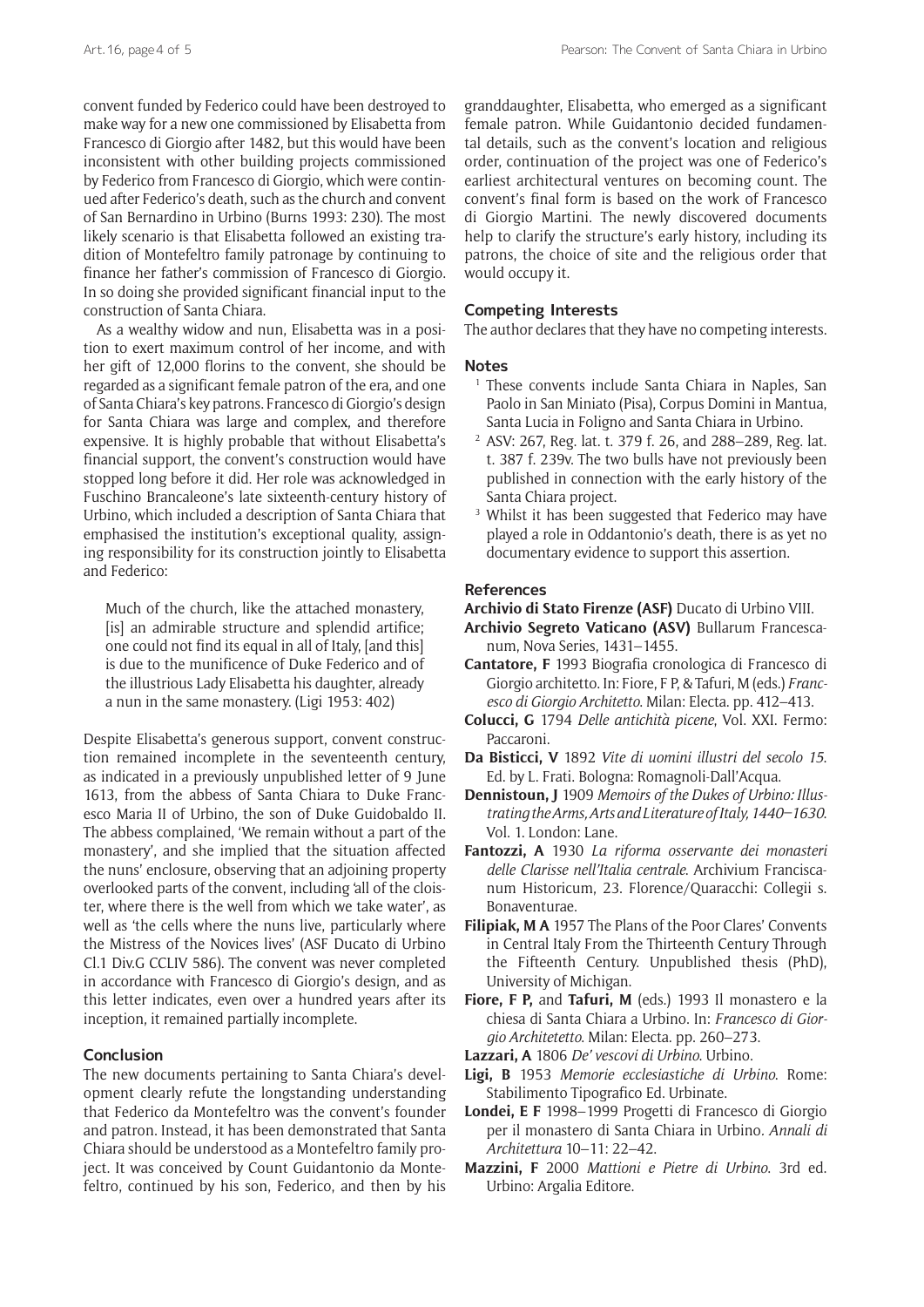convent funded by Federico could have been destroyed to make way for a new one commissioned by Elisabetta from Francesco di Giorgio after 1482, but this would have been inconsistent with other building projects commissioned by Federico from Francesco di Giorgio, which were continued after Federico's death, such as the church and convent of San Bernardino in Urbino (Burns 1993: 230). The most likely scenario is that Elisabetta followed an existing tradition of Montefeltro family patronage by continuing to finance her father's commission of Francesco di Giorgio. In so doing she provided significant financial input to the construction of Santa Chiara.

As a wealthy widow and nun, Elisabetta was in a position to exert maximum control of her income, and with her gift of 12,000 florins to the convent, she should be regarded as a significant female patron of the era, and one of Santa Chiara's key patrons. Francesco di Giorgio's design for Santa Chiara was large and complex, and therefore expensive. It is highly probable that without Elisabetta's financial support, the convent's construction would have stopped long before it did. Her role was acknowledged in Fuschino Brancaleone's late sixteenth-century history of Urbino, which included a description of Santa Chiara that emphasised the institution's exceptional quality, assigning responsibility for its construction jointly to Elisabetta and Federico:

> Much of the church, like the attached monastery, [is] an admirable structure and splendid artifice; one could not find its equal in all of Italy, [and this] is due to the munificence of Duke Federico and of the illustrious Lady Elisabetta his daughter, already a nun in the same monastery. (Ligi 1953: 402)

Despite Elisabetta's generous support, convent construction remained incomplete in the seventeenth century, as indicated in a previously unpublished letter of 9 June 1613, from the abbess of Santa Chiara to Duke Francesco Maria II of Urbino, the son of Duke Guidobaldo II. The abbess complained, 'We remain without a part of the monastery', and she implied that the situation affected the nuns' enclosure, observing that an adjoining property overlooked parts of the convent, including 'all of the cloister, where there is the well from which we take water', as well as 'the cells where the nuns live, particularly where the Mistress of the Novices lives' (ASF Ducato di Urbino Cl.1 Div.G CCLIV 586). The convent was never completed in accordance with Francesco di Giorgio's design, and as this letter indicates, even over a hundred years after its inception, it remained partially incomplete.

## Conclusion

The new documents pertaining to Santa Chiara's development clearly refute the longstanding understanding that Federico da Montefeltro was the convent's founder and patron. Instead, it has been demonstrated that Santa Chiara should be understood as a Montefeltro family project. It was conceived by Count Guidantonio da Montefeltro, continued by his son, Federico, and then by his granddaughter, Elisabetta, who emerged as a significant female patron. While Guidantonio decided fundamental details, such as the convent's location and religious order, continuation of the project was one of Federico's earliest architectural ventures on becoming count. The convent's final form is based on the work of Francesco di Giorgio Martini. The newly discovered documents help to clarify the structure's early history, including its patrons, the choice of site and the religious order that would occupy it.

## Competing Interests

The author declares that they have no competing interests.

## Notes

1. These convents include Santa Chiara in Naples, San Paolo in San Miniato (Pisa), Corpus Domini in Mantua, Santa Lucia in Foligno and Santa Chiara in Urbino.
2. ASV: 267, Reg. lat. t. 379 f. 26, and 288–289, Reg. lat. t. 387 f. 239v. The two bulls have not previously been published in connection with the early history of the Santa Chiara project.
3. Whilst it has been suggested that Federico may have played a role in Oddantonio's death, there is as yet no documentary evidence to support this assertion.

## References

**Archivio di Stato Firenze (ASF)** Ducato di Urbino VIII.

**Archivio Segreto Vaticano (ASV)** Bullarum Francescanum, Nova Series, 1431–1455.

**Cantatore, F** 1993 Biografia cronologica di Francesco di Giorgio architetto. In: Fiore, F P, & Tafuri, M (eds.) *Francesco di Giorgio Architetto*. Milan: Electa. pp. 412–413.

**Colucci, G** 1794 *Delle antichità picene*, Vol. XXI. Fermo: Paccaroni.

**Da Bisticci, V** 1892 *Vite di uomini illustri del secolo 15*. Ed. by L. Frati. Bologna: Romagnoli-Dall'Acqua.

**Dennistoun, J** 1909 *Memoirs of the Dukes of Urbino: Illustrating the Arms, Arts and Literature of Italy, 1440–1630*. Vol. 1. London: Lane.

**Fantozzi, A** 1930 *La riforma osservante dei monasteri delle Clarisse nell'Italia centrale*. Archivium Franciscanum Historicum, 23. Florence/Quaracchi: Collegii s. Bonaventurae.

**Filipiak, M A** 1957 The Plans of the Poor Clares' Convents in Central Italy From the Thirteenth Century Through the Fifteenth Century. Unpublished thesis (PhD), University of Michigan.

**Fiore, F P,** and **Tafuri, M** (eds.) 1993 Il monastero e la chiesa di Santa Chiara a Urbino. In: *Francesco di Giorgio Architetetto*. Milan: Electa. pp. 260–273.

**Lazzari, A** 1806 *De' vescovi di Urbino*. Urbino.

**Ligi, B** 1953 *Memorie ecclesiastiche di Urbino*. Rome: Stabilimento Tipografico Ed. Urbinate.

**Londei, E F** 1998–1999 Progetti di Francesco di Giorgio per il monastero di Santa Chiara in Urbino. *Annali di Architettura* 10–11: 22–42.

**Mazzini, F** 2000 *Mattioni e Pietre di Urbino*. 3rd ed. Urbino: Argalia Editore.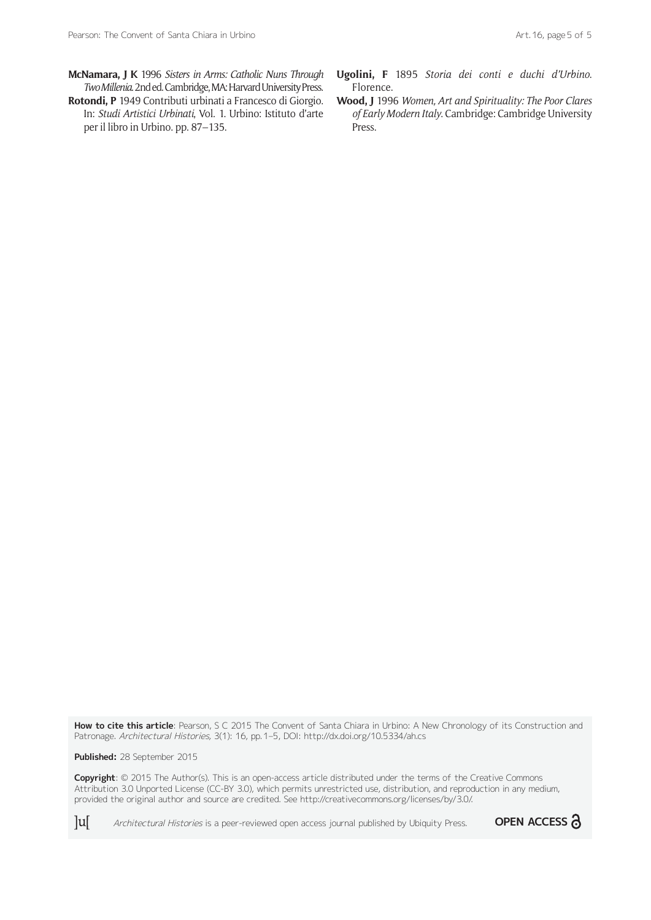**McNamara, J K** 1996 *Sisters in Arms: Catholic Nuns Through Two Millenia*. 2nd ed. Cambridge, MA: Harvard University Press.

**Rotondi, P** 1949 Contributi urbinati a Francesco di Giorgio. In: *Studi Artistici Urbinati*, Vol. 1. Urbino: Istituto d'arte per il libro in Urbino. pp. 87–135.

**Ugolini, F** 1895 *Storia dei conti e duchi d'Urbino*. Florence.

**Wood, J** 1996 *Women, Art and Spirituality: The Poor Clares of Early Modern Italy*. Cambridge: Cambridge University Press.

**How to cite this article**: Pearson, S C 2015 The Convent of Santa Chiara in Urbino: A New Chronology of its Construction and Patronage. *Architectural Histories*, 3(1): 16, pp. 1–5, DOI: http://dx.doi.org/10.5334/ah.cs

**Published:** 28 September 2015

**Copyright**: © 2015 The Author(s). This is an open-access article distributed under the terms of the Creative Commons Attribution 3.0 Unported License (CC-BY 3.0), which permits unrestricted use, distribution, and reproduction in any medium, provided the original author and source are credited. See http://creativecommons.org/licenses/by/3.0/.

*Architectural Histories* is a peer-reviewed open access journal published by Ubiquity Press.

**OPEN ACCESS**